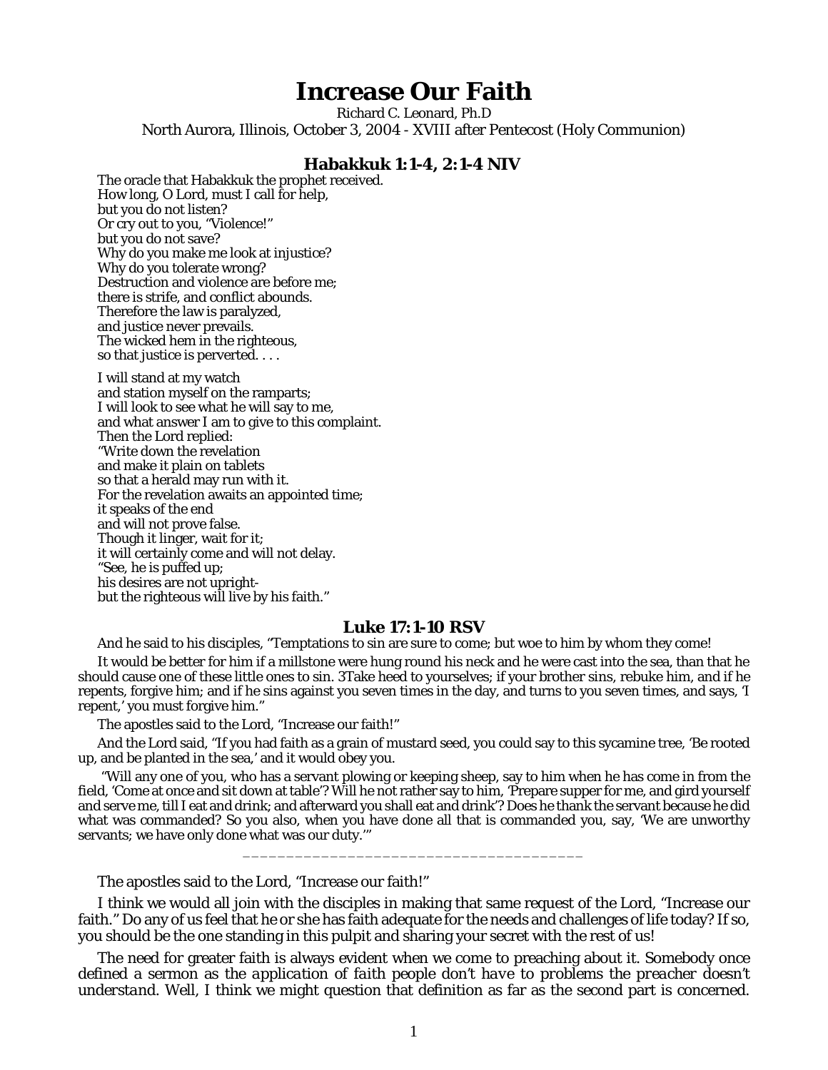# Increase Our Faith

Richard C. Leonard, Ph.D

North Aurora, Illinois, October 3, 2004 - XVIII after Pentecost (Holy Communion)

## Habakkuk 1:1-4, 2:1-4 NIV

The oracle that Habakkuk the prophet received.
How long, O Lord, must I call for help,
but you do not listen?
Or cry out to you, "Violence!"
but you do not save?
Why do you make me look at injustice?
Why do you tolerate wrong?
Destruction and violence are before me;
there is strife, and conflict abounds.
Therefore the law is paralyzed,
and justice never prevails.
The wicked hem in the righteous,
so that justice is perverted. . . .

I will stand at my watch
and station myself on the ramparts;
I will look to see what he will say to me,
and what answer I am to give to this complaint.
Then the Lord replied:
"Write down the revelation
and make it plain on tablets
so that a herald may run with it.
For the revelation awaits an appointed time;
it speaks of the end
and will not prove false.
Though it linger, wait for it;
it will certainly come and will not delay.
"See, he is puffed up;
his desires are not upright-
but the righteous will live by his faith."

## Luke 17:1-10 RSV

And he said to his disciples, "Temptations to sin are sure to come; but woe to him by whom they come!

It would be better for him if a millstone were hung round his neck and he were cast into the sea, than that he should cause one of these little ones to sin. 3Take heed to yourselves; if your brother sins, rebuke him, and if he repents, forgive him; and if he sins against you seven times in the day, and turns to you seven times, and says, 'I repent,' you must forgive him."

The apostles said to the Lord, "Increase our faith!"

And the Lord said, "If you had faith as a grain of mustard seed, you could say to this sycamine tree, 'Be rooted up, and be planted in the sea,' and it would obey you.

"Will any one of you, who has a servant plowing or keeping sheep, say to him when he has come in from the field, 'Come at once and sit down at table'? Will he not rather say to him, 'Prepare supper for me, and gird yourself and serve me, till I eat and drink; and afterward you shall eat and drink'? Does he thank the servant because he did what was commanded? So you also, when you have done all that is commanded you, say, 'We are unworthy servants; we have only done what was our duty.'"

---

The apostles said to the Lord, "Increase our faith!"

I think we would all join with the disciples in making that same request of the Lord, "Increase our faith." Do any of us feel that he or she has faith adequate for the needs and challenges of life today? If so, you should be the one standing in this pulpit and sharing your secret with the rest of us!

The need for greater faith is always evident when we come to preaching about it. Somebody once defined a sermon as *the application of faith people don't have to problems the preacher doesn't understand.* Well, I think we might question that definition as far as the second part is concerned.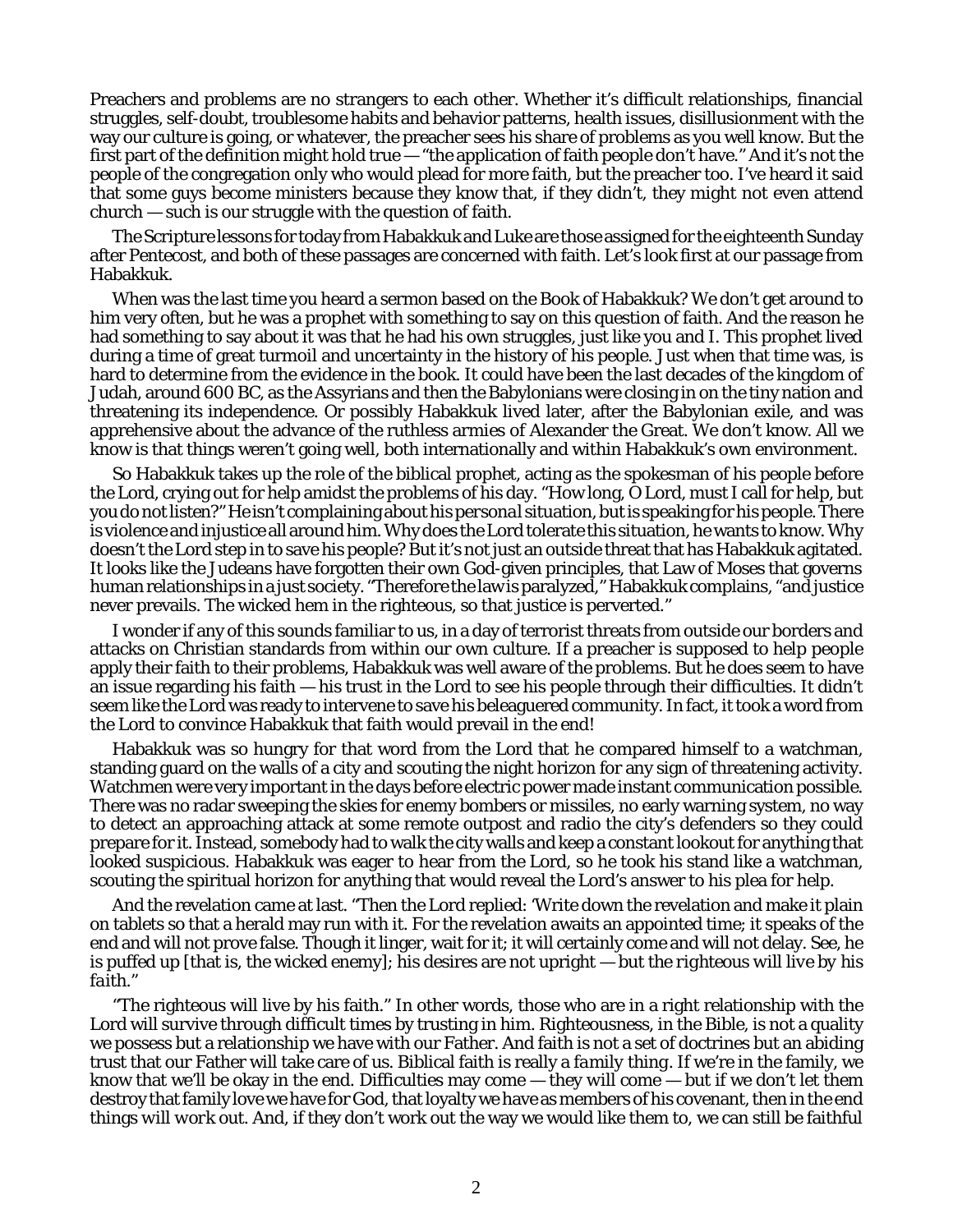Preachers and problems are no strangers to each other. Whether it's difficult relationships, financial struggles, self-doubt, troublesome habits and behavior patterns, health issues, disillusionment with the way our culture is going, or whatever, the preacher sees his share of problems as you well know. But the first part of the definition might hold true — "the application of faith people don't have." And it's not the people of the congregation only who would plead for more faith, but the preacher too. I've heard it said that some guys become ministers because they know that, if they didn't, they might not even attend church — such is our struggle with the question of faith.

The Scripture lessons for today from Habakkuk and Luke are those assigned for the eighteenth Sunday after Pentecost, and both of these passages are concerned with faith. Let's look first at our passage from Habakkuk.

When was the last time you heard a sermon based on the Book of Habakkuk? We don't get around to him very often, but he was a prophet with something to say on this question of faith. And the reason he had something to say about it was that he had his own struggles, just like you and I. This prophet lived during a time of great turmoil and uncertainty in the history of his people. Just when that time was, is hard to determine from the evidence in the book. It could have been the last decades of the kingdom of Judah, around 600 BC, as the Assyrians and then the Babylonians were closing in on the tiny nation and threatening its independence. Or possibly Habakkuk lived later, after the Babylonian exile, and was apprehensive about the advance of the ruthless armies of Alexander the Great. We don't know. All we know is that things weren't going well, both internationally and within Habakkuk's own environment.

So Habakkuk takes up the role of the biblical prophet, acting as the spokesman of his people before the Lord, crying out for help amidst the problems of his day. "How long, O Lord, must I call for help, but you do not listen?" He isn't complaining about his *personal* situation, but is speaking for his people. There is violence and injustice all around him. Why does the Lord tolerate this situation, he wants to know. Why doesn't the Lord step in to save his people? But it's not just an outside threat that has Habakkuk agitated. It looks like the Judeans have forgotten their own God-given principles, that Law of Moses that governs human relationships in a just society. "Therefore the law is paralyzed," Habakkuk complains, "and justice never prevails. The wicked hem in the righteous, so that justice is perverted."

I wonder if any of this sounds familiar to us, in a day of terrorist threats from outside our borders and attacks on Christian standards from within our own culture. If a preacher is supposed to help people apply their faith to their problems, Habakkuk was well aware of the problems. But he does seem to have an issue regarding his faith — his trust in the Lord to see his people through their difficulties. It didn't seem like the Lord was ready to intervene to save his beleaguered community. In fact, it took a word from the Lord to convince Habakkuk that faith would prevail in the end!

Habakkuk was so hungry for that word from the Lord that he compared himself to a watchman, standing guard on the walls of a city and scouting the night horizon for any sign of threatening activity. Watchmen were very important in the days before electric power made instant communication possible. There was no radar sweeping the skies for enemy bombers or missiles, no early warning system, no way to detect an approaching attack at some remote outpost and radio the city's defenders so they could prepare for it. Instead, somebody had to walk the city walls and keep a constant lookout for anything that looked suspicious. Habakkuk was eager to hear from the Lord, so he took his stand like a watchman, scouting the spiritual horizon for anything that would reveal the Lord's answer to his plea for help.

And the revelation came at last. "Then the Lord replied: 'Write down the revelation and make it plain on tablets so that a herald may run with it. For the revelation awaits an appointed time; it speaks of the end and will not prove false. Though it linger, wait for it; it will certainly come and will not delay. See, he is puffed up [that is, the wicked enemy]; his desires are not upright — but the righteous will live by his faith."

"The righteous will live by his faith." In other words, those who are in a right relationship with the Lord will survive through difficult times by trusting in him. Righteousness, in the Bible, is not a quality we possess but a relationship we have with our Father. And faith is not a set of doctrines but an abiding trust that our Father will take care of us. Biblical faith is really a *family* thing. If we're in the family, we know that we'll be okay in the end. Difficulties may come — they will come — but if we don't let them destroy that family love we have for God, that loyalty we have as members of his covenant, then in the end things will work out. And, if they don't work out the way we would like them to, we can still be faithful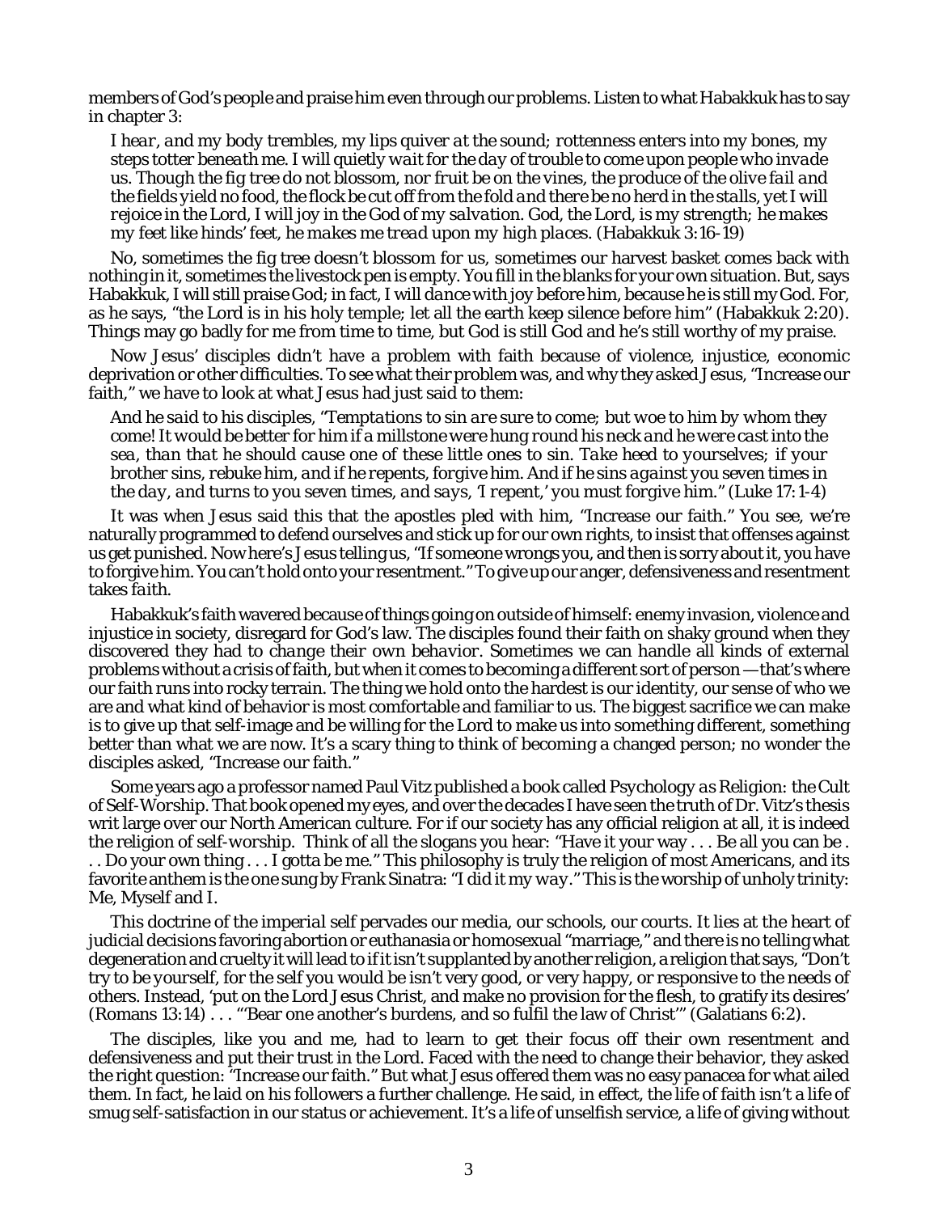members of God's people and praise him even through our problems. Listen to what Habakkuk has to say in chapter 3:

> *I hear, and my body trembles, my lips quiver at the sound; rottenness enters into my bones, my steps totter beneath me. I will quietly wait for the day of trouble to come upon people who invade us. Though the fig tree do not blossom, nor fruit be on the vines, the produce of the olive fail and the fields yield no food, the flock be cut off from the fold and there be no herd in the stalls, yet I will rejoice in the Lord, I will joy in the God of my salvation. God, the Lord, is my strength; he makes my feet like hinds' feet, he makes me tread upon my high places.* (Habakkuk 3:16-19)

No, sometimes the fig tree doesn't blossom for us, sometimes our harvest basket comes back with nothing in it, sometimes the livestock pen is empty. You fill in the blanks for your own situation. But, says Habakkuk, I will still praise God; in fact, I will *dance with joy* before him, because he is still my God. For, as he says, "the Lord is in his holy temple; let all the earth keep silence before him" (Habakkuk 2:20). Things may go badly for me from time to time, but God is still God and he's still worthy of my praise.

Now Jesus' disciples didn't have a problem with faith because of violence, injustice, economic deprivation or other difficulties. To see what their problem was, and why they asked Jesus, "Increase our faith," we have to look at what Jesus had just said to them:

> *And he said to his disciples, "Temptations to sin are sure to come; but woe to him by whom they come! It would be better for him if a millstone were hung round his neck and he were cast into the sea, than that he should cause one of these little ones to sin. Take heed to yourselves; if your brother sins, rebuke him, and if he repents, forgive him. And if he sins against you seven times in the day, and turns to you seven times, and says, 'I repent,' you must forgive him."* (Luke 17:1-4)

It was when Jesus said this that the apostles pled with him, "Increase our faith." You see, we're naturally programmed to defend ourselves and stick up for our own rights, to insist that offenses against us get punished. Now here's Jesus telling us, "If someone wrongs you, and then is sorry about it, you have to forgive him. You can't hold onto your resentment." To give up our anger, defensiveness and resentment *takes faith*.

Habakkuk's faith wavered because of things going on outside of himself: enemy invasion, violence and injustice in society, disregard for God's law. The disciples found their faith on shaky ground when they discovered they had to *change their own behavior*. Sometimes we can handle all kinds of external problems without a crisis of faith, but when it comes to becoming a different sort of person — that's where our faith runs into rocky terrain. The thing we hold onto the hardest is our identity, our sense of who we are and what kind of behavior is most comfortable and familiar to us. The biggest sacrifice we can make is to give up that self-image and be willing for the Lord to make us into something different, something better than what we are now. It's a scary thing to think of becoming a changed person; no wonder the disciples asked, "Increase our faith."

Some years ago a professor named Paul Vitz published a book called *Psychology as Religion: the Cult of Self-Worship*. That book opened my eyes, and over the decades I have seen the truth of Dr. Vitz's thesis writ large over our North American culture. For if our society has any official religion at all, it is indeed the religion of self-worship. Think of all the slogans you hear: "Have it your way . . . Be all you can be . . . Do your own thing . . . I gotta be me." This philosophy is truly the religion of most Americans, and its favorite anthem is the one sung by Frank Sinatra: "*I* did it *my* way." This is the worship of unholy trinity: Me, Myself and I.

This doctrine of the *imperial self* pervades our media, our schools, our courts. It lies at the heart of judicial decisions favoring abortion or euthanasia or homosexual "marriage," and there is no telling what degeneration and cruelty it will lead to if it isn't supplanted by another religion, a religion that says, "Don't try to be yourself, for the self you would be isn't very good, or very happy, or responsive to the needs of others. Instead, 'put on the Lord Jesus Christ, and make no provision for the flesh, to gratify its desires' (Romans 13:14) . . . '"Bear one another's burdens, and so fulfil the law of Christ'" (Galatians 6:2).

The disciples, like you and me, had to learn to get their focus off their own resentment and defensiveness and put their trust in the Lord. Faced with the need to change their behavior, they asked the right question: "Increase our faith." But what Jesus offered them was no easy panacea for what ailed them. In fact, he laid on his followers a further challenge. He said, in effect, the life of faith isn't a life of smug self-satisfaction in our status or achievement. It's a life of unselfish service, a life of giving without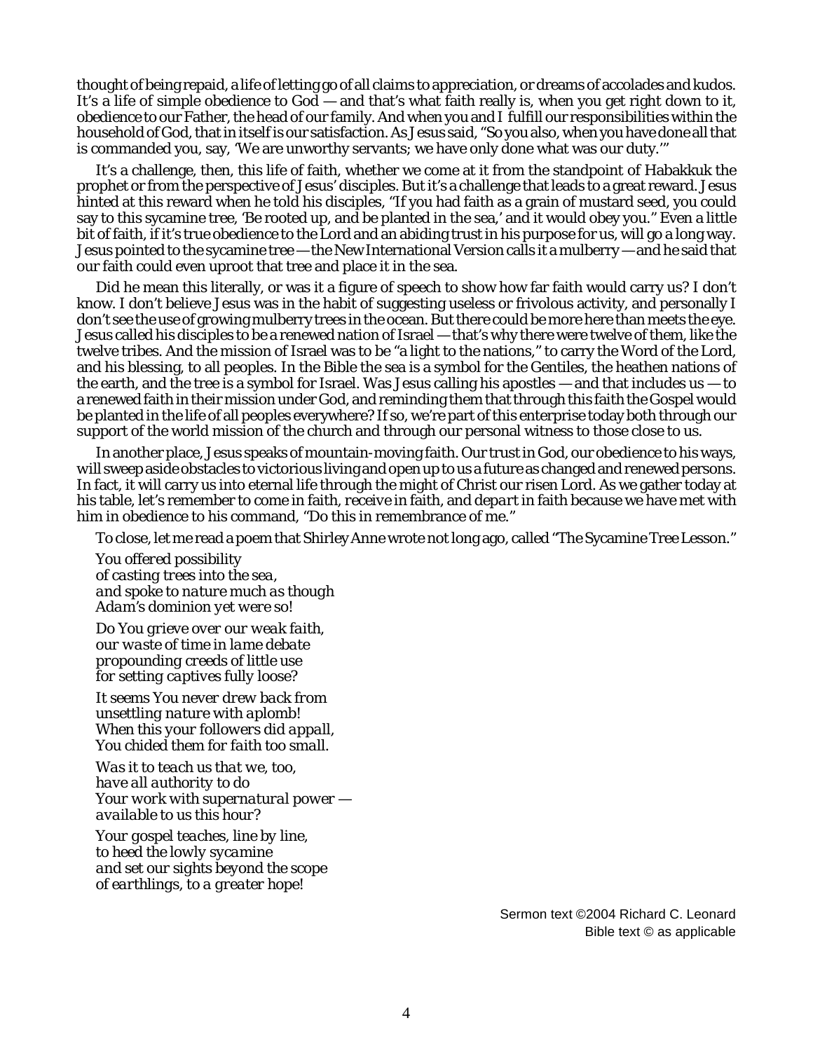thought of being repaid, a life of letting go of all claims to appreciation, or dreams of accolades and kudos. It's a life of simple obedience to God — and that's what faith really is, when you get right down to it, obedience to our Father, the head of our family. And when you and I fulfill our responsibilities within the household of God, that in itself is our satisfaction. As Jesus said, "So you also, when you have done all that is commanded you, say, 'We are unworthy servants; we have only done what was our duty.'"

It's a challenge, then, this life of faith, whether we come at it from the standpoint of Habakkuk the prophet or from the perspective of Jesus' disciples. But it's a challenge that leads to a great reward. Jesus hinted at this reward when he told his disciples, "If you had faith as a grain of mustard seed, you could say to this sycamine tree, 'Be rooted up, and be planted in the sea,' and it would obey you." Even a little bit of faith, if it's true obedience to the Lord and an abiding trust in his purpose for us, will go a long way. Jesus pointed to the sycamine tree — the New International Version calls it a mulberry — and he said that our faith could even uproot that tree and place it in the sea.

Did he mean this literally, or was it a figure of speech to show how far faith would carry us? I don't know. I don't believe Jesus was in the habit of suggesting useless or frivolous activity, and personally I don't see the use of growing mulberry trees in the ocean. But there could be more here than meets the eye. Jesus called his disciples to be a renewed nation of Israel — that's why there were twelve of them, like the twelve tribes. And the mission of Israel was to be "a light to the nations," to carry the Word of the Lord, and his blessing, to all peoples. In the Bible the sea is a symbol for the Gentiles, the heathen nations of the earth, and the tree is a symbol for Israel. Was Jesus calling his apostles — and that includes us — to a renewed faith in their mission under God, and reminding them that through this faith the Gospel would be planted in the life of all peoples everywhere? If so, we're part of this enterprise today both through our support of the world mission of the church and through our personal witness to those close to us.

In another place, Jesus speaks of mountain-moving faith. Our trust in God, our obedience to his ways, will sweep aside obstacles to victorious living and open up to us a future as changed and renewed persons. In fact, it will carry us into eternal life through the might of Christ our risen Lord. As we gather today at his table, let's remember to *come* in faith, *receive* in faith, and *depart* in faith because we have met with him in obedience to his command, "Do this in remembrance of me."

To close, let me read a poem that Shirley Anne wrote not long ago, called "The Sycamine Tree Lesson."

*You offered possibility*
*of casting trees into the sea,*
*and spoke to nature much as though*
*Adam's dominion yet were so!*

*Do You grieve over our weak faith,*
*our waste of time in lame debate*
*propounding creeds of little use*
*for setting captives fully loose?*

*It seems You never drew back from*
*unsettling nature with aplomb!*
*When this your followers did appall,*
*You chided them for faith too small.*

*Was it to teach us that we, too,*
*have all authority to do*
*Your work with supernatural power —*
*available to us this hour?*

*Your gospel teaches, line by line,*
*to heed the lowly sycamine*
*and set our sights beyond the scope*
*of earthlings, to a greater hope!*

Sermon text ©2004 Richard C. Leonard
Bible text © as applicable